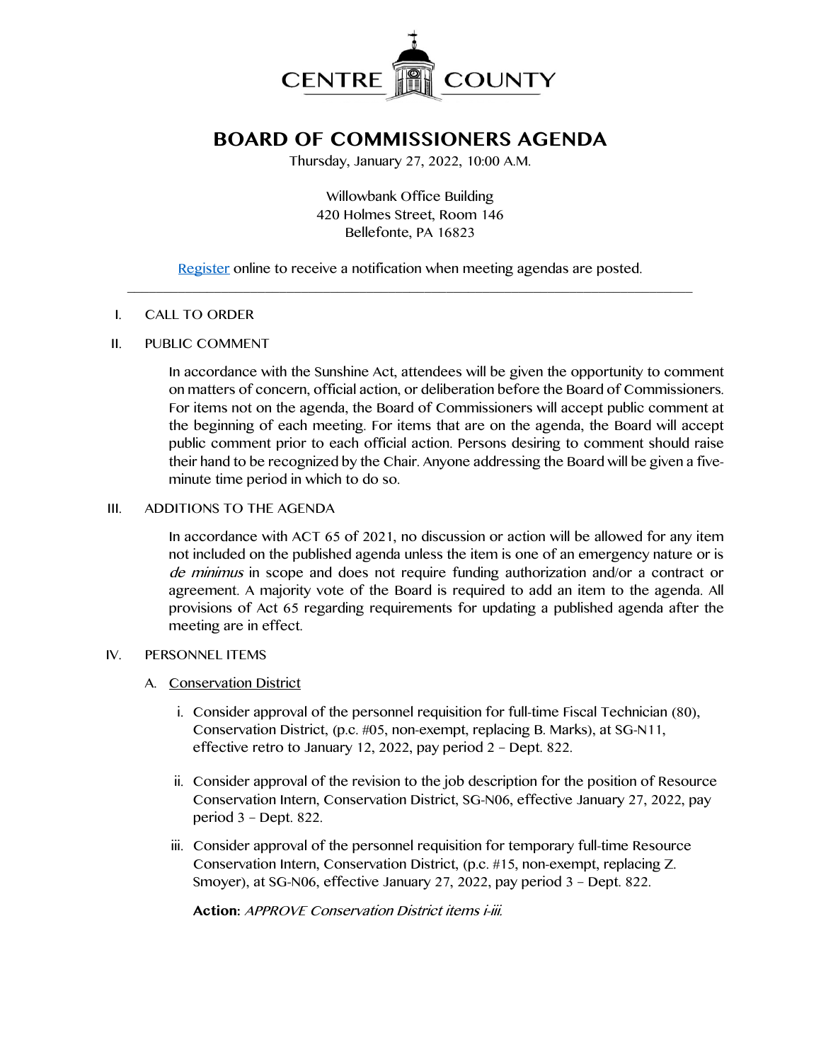# CENTRE COUNTY

## BOARD OF COMMISSIONERS AGENDA

Thursday, January 27, 2022, 10:00 A.M.

Willowbank Office Building
420 Holmes Street, Room 146
Bellefonte, PA 16823

Register online to receive a notification when meeting agendas are posted.

---

I. CALL TO ORDER

II. PUBLIC COMMENT

In accordance with the Sunshine Act, attendees will be given the opportunity to comment on matters of concern, official action, or deliberation before the Board of Commissioners. For items not on the agenda, the Board of Commissioners will accept public comment at the beginning of each meeting. For items that are on the agenda, the Board will accept public comment prior to each official action. Persons desiring to comment should raise their hand to be recognized by the Chair. Anyone addressing the Board will be given a five-minute time period in which to do so.

III. ADDITIONS TO THE AGENDA

In accordance with ACT 65 of 2021, no discussion or action will be allowed for any item not included on the published agenda unless the item is one of an emergency nature or is *de minimus* in scope and does not require funding authorization and/or a contract or agreement. A majority vote of the Board is required to add an item to the agenda. All provisions of Act 65 regarding requirements for updating a published agenda after the meeting are in effect.

IV. PERSONNEL ITEMS

A. Conservation District

i. Consider approval of the personnel requisition for full-time Fiscal Technician (80), Conservation District, (p.c. #05, non-exempt, replacing B. Marks), at SG-N11, effective retro to January 12, 2022, pay period 2 – Dept. 822.

ii. Consider approval of the revision to the job description for the position of Resource Conservation Intern, Conservation District, SG-N06, effective January 27, 2022, pay period 3 – Dept. 822.

iii. Consider approval of the personnel requisition for temporary full-time Resource Conservation Intern, Conservation District, (p.c. #15, non-exempt, replacing Z. Smoyer), at SG-N06, effective January 27, 2022, pay period 3 – Dept. 822.

**Action:** *APPROVE Conservation District items i-iii.*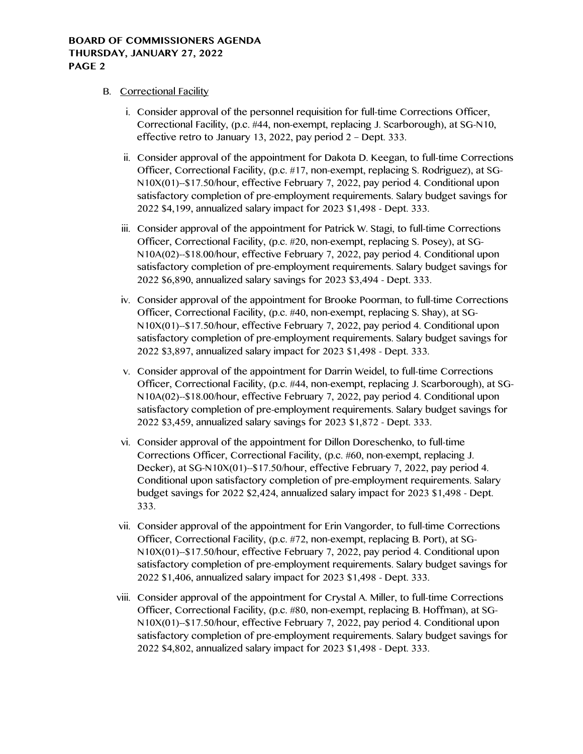B. Correctional Facility

i. Consider approval of the personnel requisition for full-time Corrections Officer, Correctional Facility, (p.c. #44, non-exempt, replacing J. Scarborough), at SG-N10, effective retro to January 13, 2022, pay period 2 – Dept. 333.

ii. Consider approval of the appointment for Dakota D. Keegan, to full-time Corrections Officer, Correctional Facility, (p.c. #17, non-exempt, replacing S. Rodriguez), at SG-N10X(01)--$17.50/hour, effective February 7, 2022, pay period 4. Conditional upon satisfactory completion of pre-employment requirements. Salary budget savings for 2022 $4,199, annualized salary impact for 2023 $1,498 - Dept. 333.

iii. Consider approval of the appointment for Patrick W. Stagi, to full-time Corrections Officer, Correctional Facility, (p.c. #20, non-exempt, replacing S. Posey), at SG-N10A(02)--$18.00/hour, effective February 7, 2022, pay period 4. Conditional upon satisfactory completion of pre-employment requirements. Salary budget savings for 2022 $6,890, annualized salary savings for 2023 $3,494 - Dept. 333.

iv. Consider approval of the appointment for Brooke Poorman, to full-time Corrections Officer, Correctional Facility, (p.c. #40, non-exempt, replacing S. Shay), at SG-N10X(01)--$17.50/hour, effective February 7, 2022, pay period 4. Conditional upon satisfactory completion of pre-employment requirements. Salary budget savings for 2022 $3,897, annualized salary impact for 2023 $1,498 - Dept. 333.

v. Consider approval of the appointment for Darrin Weidel, to full-time Corrections Officer, Correctional Facility, (p.c. #44, non-exempt, replacing J. Scarborough), at SG-N10A(02)--$18.00/hour, effective February 7, 2022, pay period 4. Conditional upon satisfactory completion of pre-employment requirements. Salary budget savings for 2022 $3,459, annualized salary savings for 2023 $1,872 - Dept. 333.

vi. Consider approval of the appointment for Dillon Doreschenko, to full-time Corrections Officer, Correctional Facility, (p.c. #60, non-exempt, replacing J. Decker), at SG-N10X(01)--$17.50/hour, effective February 7, 2022, pay period 4. Conditional upon satisfactory completion of pre-employment requirements. Salary budget savings for 2022 $2,424, annualized salary impact for 2023 $1,498 - Dept. 333.

vii. Consider approval of the appointment for Erin Vangorder, to full-time Corrections Officer, Correctional Facility, (p.c. #72, non-exempt, replacing B. Port), at SG-N10X(01)--$17.50/hour, effective February 7, 2022, pay period 4. Conditional upon satisfactory completion of pre-employment requirements. Salary budget savings for 2022 $1,406, annualized salary impact for 2023 $1,498 - Dept. 333.

viii. Consider approval of the appointment for Crystal A. Miller, to full-time Corrections Officer, Correctional Facility, (p.c. #80, non-exempt, replacing B. Hoffman), at SG-N10X(01)--$17.50/hour, effective February 7, 2022, pay period 4. Conditional upon satisfactory completion of pre-employment requirements. Salary budget savings for 2022 $4,802, annualized salary impact for 2023 $1,498 - Dept. 333.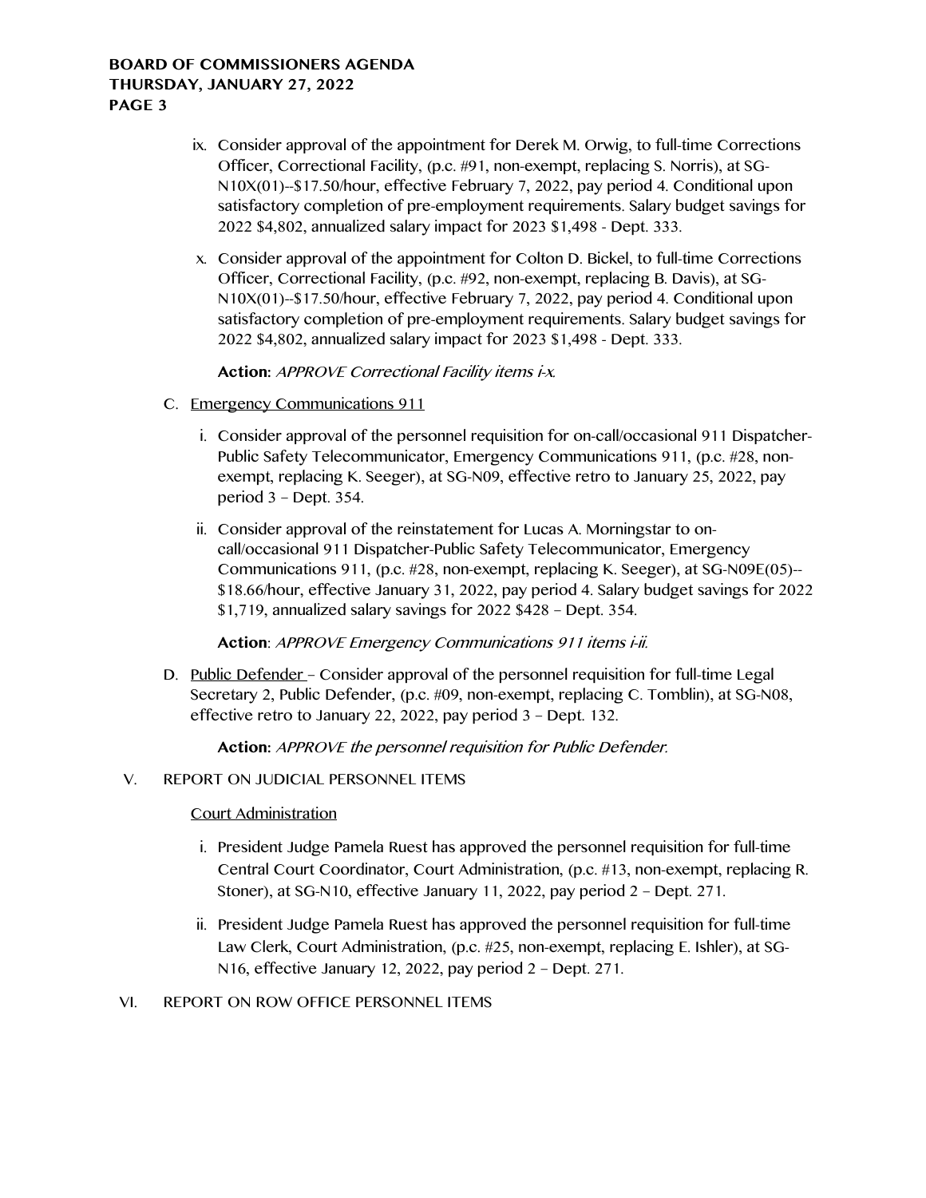ix. Consider approval of the appointment for Derek M. Orwig, to full-time Corrections Officer, Correctional Facility, (p.c. #91, non-exempt, replacing S. Norris), at SG-N10X(01)--$17.50/hour, effective February 7, 2022, pay period 4. Conditional upon satisfactory completion of pre-employment requirements. Salary budget savings for 2022 $4,802, annualized salary impact for 2023 $1,498 - Dept. 333.

x. Consider approval of the appointment for Colton D. Bickel, to full-time Corrections Officer, Correctional Facility, (p.c. #92, non-exempt, replacing B. Davis), at SG-N10X(01)--$17.50/hour, effective February 7, 2022, pay period 4. Conditional upon satisfactory completion of pre-employment requirements. Salary budget savings for 2022 $4,802, annualized salary impact for 2023 $1,498 - Dept. 333.

**Action:** *APPROVE Correctional Facility items i-x.*

C. Emergency Communications 911

i. Consider approval of the personnel requisition for on-call/occasional 911 Dispatcher-Public Safety Telecommunicator, Emergency Communications 911, (p.c. #28, non-exempt, replacing K. Seeger), at SG-N09, effective retro to January 25, 2022, pay period 3 – Dept. 354.

ii. Consider approval of the reinstatement for Lucas A. Morningstar to on-call/occasional 911 Dispatcher-Public Safety Telecommunicator, Emergency Communications 911, (p.c. #28, non-exempt, replacing K. Seeger), at SG-N09E(05)--$18.66/hour, effective January 31, 2022, pay period 4. Salary budget savings for 2022 $1,719, annualized salary savings for 2022 $428 – Dept. 354.

**Action**: *APPROVE Emergency Communications 911 items i-ii.*

D. Public Defender – Consider approval of the personnel requisition for full-time Legal Secretary 2, Public Defender, (p.c. #09, non-exempt, replacing C. Tomblin), at SG-N08, effective retro to January 22, 2022, pay period 3 – Dept. 132.

**Action:** *APPROVE the personnel requisition for Public Defender.*

V. REPORT ON JUDICIAL PERSONNEL ITEMS

Court Administration

i. President Judge Pamela Ruest has approved the personnel requisition for full-time Central Court Coordinator, Court Administration, (p.c. #13, non-exempt, replacing R. Stoner), at SG-N10, effective January 11, 2022, pay period 2 – Dept. 271.

ii. President Judge Pamela Ruest has approved the personnel requisition for full-time Law Clerk, Court Administration, (p.c. #25, non-exempt, replacing E. Ishler), at SG-N16, effective January 12, 2022, pay period 2 – Dept. 271.

VI. REPORT ON ROW OFFICE PERSONNEL ITEMS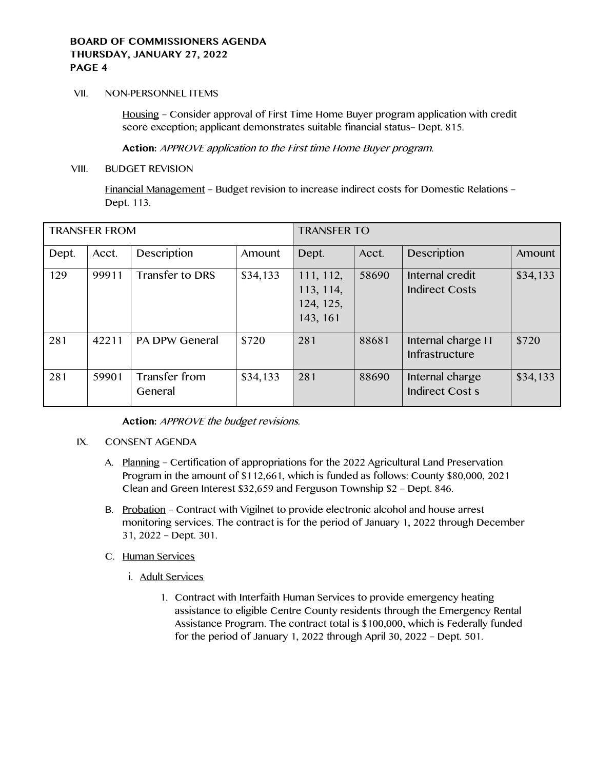VII. NON-PERSONNEL ITEMS

Housing – Consider approval of First Time Home Buyer program application with credit score exception; applicant demonstrates suitable financial status– Dept. 815.

**Action:** *APPROVE application to the First time Home Buyer program.*

VIII. BUDGET REVISION

Financial Management – Budget revision to increase indirect costs for Domestic Relations – Dept. 113.

| TRANSFER FROM | | | | TRANSFER TO | | | |
|---|---|---|---|---|---|---|---|
| Dept. | Acct. | Description | Amount | Dept. | Acct. | Description | Amount |
| 129 | 99911 | Transfer to DRS | $34,133 | 111, 112, 113, 114, 124, 125, 143, 161 | 58690 | Internal credit Indirect Costs | $34,133 |
| 281 | 42211 | PA DPW General | $720 | 281 | 88681 | Internal charge IT Infrastructure | $720 |
| 281 | 59901 | Transfer from General | $34,133 | 281 | 88690 | Internal charge Indirect Cost s | $34,133 |

**Action:** *APPROVE the budget revisions.*

IX. CONSENT AGENDA

A. Planning – Certification of appropriations for the 2022 Agricultural Land Preservation Program in the amount of $112,661, which is funded as follows: County $80,000, 2021 Clean and Green Interest $32,659 and Ferguson Township $2 – Dept. 846.

B. Probation – Contract with Vigilnet to provide electronic alcohol and house arrest monitoring services. The contract is for the period of January 1, 2022 through December 31, 2022 – Dept. 301.

C. Human Services

i. Adult Services

1. Contract with Interfaith Human Services to provide emergency heating assistance to eligible Centre County residents through the Emergency Rental Assistance Program. The contract total is $100,000, which is Federally funded for the period of January 1, 2022 through April 30, 2022 – Dept. 501.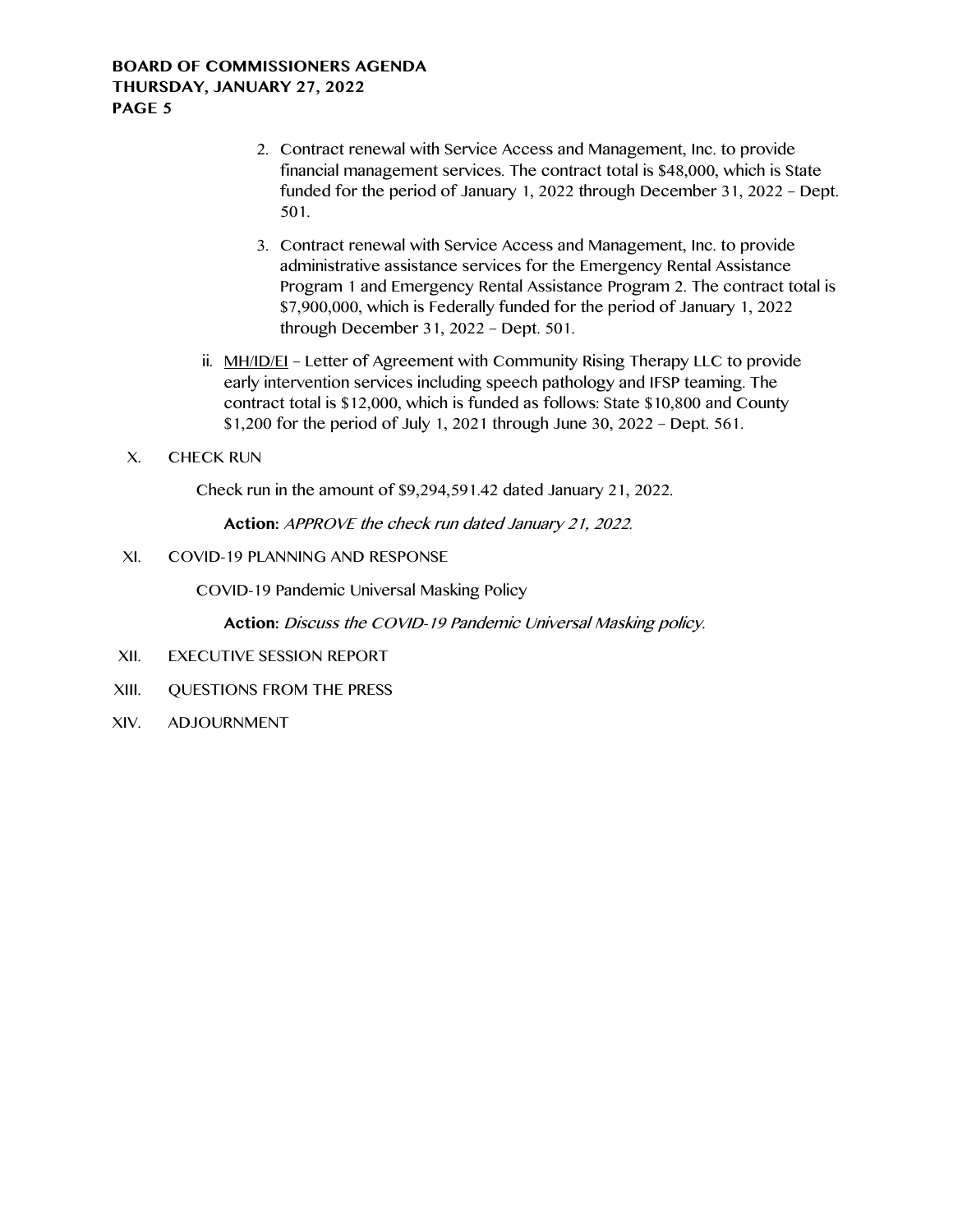2. Contract renewal with Service Access and Management, Inc. to provide financial management services. The contract total is $48,000, which is State funded for the period of January 1, 2022 through December 31, 2022 – Dept. 501.

3. Contract renewal with Service Access and Management, Inc. to provide administrative assistance services for the Emergency Rental Assistance Program 1 and Emergency Rental Assistance Program 2. The contract total is $7,900,000, which is Federally funded for the period of January 1, 2022 through December 31, 2022 – Dept. 501.

ii. <u>MH/ID/EI</u> – Letter of Agreement with Community Rising Therapy LLC to provide early intervention services including speech pathology and IFSP teaming. The contract total is $12,000, which is funded as follows: State $10,800 and County $1,200 for the period of July 1, 2021 through June 30, 2022 – Dept. 561.

X. CHECK RUN

Check run in the amount of $9,294,591.42 dated January 21, 2022.

**Action:** *APPROVE the check run dated January 21, 2022.*

XI. COVID-19 PLANNING AND RESPONSE

COVID-19 Pandemic Universal Masking Policy

**Action:** *Discuss the COVID-19 Pandemic Universal Masking policy.*

XII. EXECUTIVE SESSION REPORT

XIII. QUESTIONS FROM THE PRESS

XIV. ADJOURNMENT